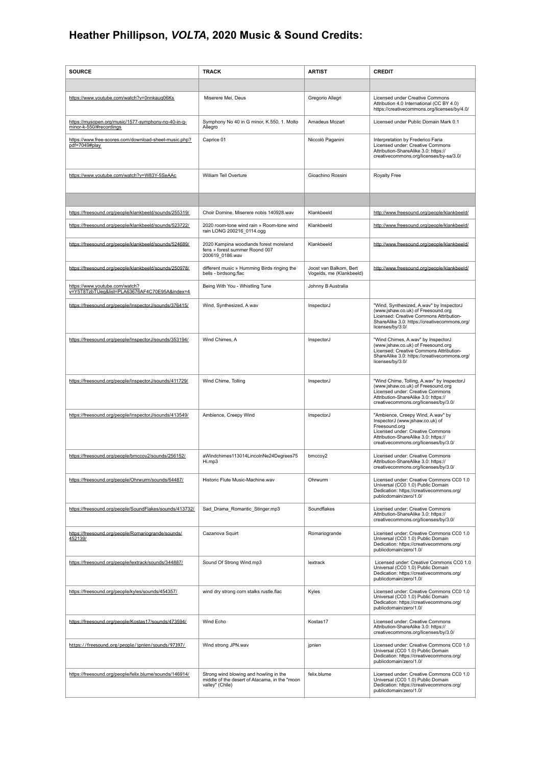# Heather Phillipson, *VOLTA*, 2020 Music & Sound Credits:

| SOURCE | TRACK | ARTIST | CREDIT |
|---|---|---|---|
| | | | |
| https://www.youtube.com/watch?v=0nnkauq06Ks | Miserere Mei, Deus | Gregorio Allegri | Licensed under Creative Commons Attribution 4.0 International (CC BY 4.0) https://creativecommons.org/licenses/by/4.0/ |
| https://musopen.org/music/1577-symphony-no-40-in-g-minor-k-550/#recordings | Symphony No 40 in G minor, K.550, 1. Molto Allegro | Amadeus Mozart | Licensed under Public Domain Mark 0.1 |
| https://www.free-scores.com/download-sheet-music.php?pdf=7049#play | Caprice 01 | Niccolò Paganini | Interpretation by Frederico Faria Licensed under: Creative Commons Attribution-ShareAlike 3.0: https://creativecommons.org/licenses/by-sa/3.0/ |
| https://www.youtube.com/watch?v=W83Y-5SeAAc | William Tell Overture | Gioachino Rossini | Royalty Free |
| | | | |
| https://freesound.org/people/klankbeeld/sounds/255319/ | Choir Domine, Miserere nobis 140928.wav | Klankbeeld | http://www.freesound.org/people/klankbeeld/ |
| https://freesound.org/people/klankbeeld/sounds/523722/ | 2020 room-tone wind rain » Room-tone wind rain LONG 200216_0114.ogg | Klankbeeld | http://www.freesound.org/people/klankbeeld/ |
| https://freesound.org/people/klankbeeld/sounds/524689/ | 2020 Kampina woodlands forest moreland fens » forest summer Roond 007 200619_0186.wav | Klankbeeld | http://www.freesound.org/people/klankbeeld/ |
| https://freesound.org/people/klankbeeld/sounds/250978/ | different music » Humming Birds ringing the bells - birdsong.flac | Joost van Balkom, Bert Vogelds, me (Klankbeeld) | http://www.freesound.org/people/klankbeeld/ |
| https://www.youtube.com/watch?v=Y5T8TzbTUeg&list=PLA63676AF4C70E95A&index=4 | Being With You - Whistling Tune | Johnny B Australia | |
| https://freesound.org/people/InspectorJ/sounds/376415/ | Wind, Synthesized, A.wav | InspectorJ | "Wind, Synthesized, A.wav" by InspectorJ (www.jshaw.co.uk) of Freesound.org Licensed: Creative Commons Attribution-ShareAlike 3.0: https://creativecommons.org/licenses/by/3.0/ |
| https://freesound.org/people/InspectorJ/sounds/353194/ | Wind Chimes, A | InspectorJ | "Wind Chimes, A.wav" by InspectorJ (www.jshaw.co.uk) of Freesound.org Licensed: Creative Commons Attribution-ShareAlike 3.0: https://creativecommons.org/licenses/by/3.0/ |
| https://freesound.org/people/InspectorJ/sounds/411729/ | Wind Chime, Tolling | InspectorJ | "Wind Chime, Tolling, A.wav" by InspectorJ (www.jshaw.co.uk) of Freesound.org Licensed under: Creative Commons Attribution-ShareAlike 3.0: https://creativecommons.org/licenses/by/3.0/ |
| https://freesound.org/people/InspectorJ/sounds/413549/ | Ambience, Creepy Wind | InspectorJ | "Ambience, Creepy Wind, A.wav" by InspectorJ (www.jshaw.co.uk) of Freesound.org Licensed under: Creative Commons Attribution-ShareAlike 3.0: https://creativecommons.org/licenses/by/3.0/ |
| https://freesound.org/people/bmccoy2/sounds/256152/ | aWindchimes113014LincolnNe24Degrees75Hi.mp3 | bmccoy2 | Licensed under: Creative Commons Attribution-ShareAlike 3.0: https://creativecommons.org/licenses/by/3.0/ |
| https://freesound.org/people/Ohrwurm/sounds/64487/ | Historic Flute Music-Machine.wav | Ohrwurm | Licensed under: Creative Commons CC0 1.0 Universal (CC0 1.0) Public Domain Dedication: https://creativecommons.org/publicdomain/zero/1.0/ |
| https://freesound.org/people/SoundFlakes/sounds/413732/ | Sad_Drama_Romantic_Stinger.mp3 | Soundflakes | Licensed under: Creative Commons Attribution-ShareAlike 3.0: https://creativecommons.org/licenses/by/3.0/ |
| https://freesound.org/people/Romariogrande/sounds/452139/ | Cazanova Squirt | Romariogrande | Licensed under: Creative Commons CC0 1.0 Universal (CC0 1.0) Public Domain Dedication: https://creativecommons.org/publicdomain/zero/1.0/ |
| https://freesound.org/people/lextrack/sounds/344887/ | Sound Of Strong Wind.mp3 | lextrack | Licensed under: Creative Commons CC0 1.0 Universal (CC0 1.0) Public Domain Dedication: https://creativecommons.org/publicdomain/zero/1.0/ |
| https://freesound.org/people/kyles/sounds/454357/ | wind dry strong corn stalks rustle.flac | Kyles | Licensed under: Creative Commons CC0 1.0 Universal (CC0 1.0) Public Domain Dedication: https://creativecommons.org/publicdomain/zero/1.0/ |
| https://freesound.org/people/Kostas17/sounds/473594/ | Wind Echo | Kostas17 | Licensed under: Creative Commons Attribution-ShareAlike 3.0: https://creativecommons.org/licenses/by/3.0/ |
| https://freesound.org/people/jpnien/sounds/97397/ | Wind strong JPN.wav | jpnien | Licensed under: Creative Commons CC0 1.0 Universal (CC0 1.0) Public Domain Dedication: https://creativecommons.org/publicdomain/zero/1.0/ |
| https://freesound.org/people/felix.blume/sounds/146914/ | Strong wind blowing and howling in the middle of the desert of Atacama, in the "moon valley" (Chile) | felix.blume | Licensed under: Creative Commons CC0 1.0 Universal (CC0 1.0) Public Domain Dedication: https://creativecommons.org/publicdomain/zero/1.0/ |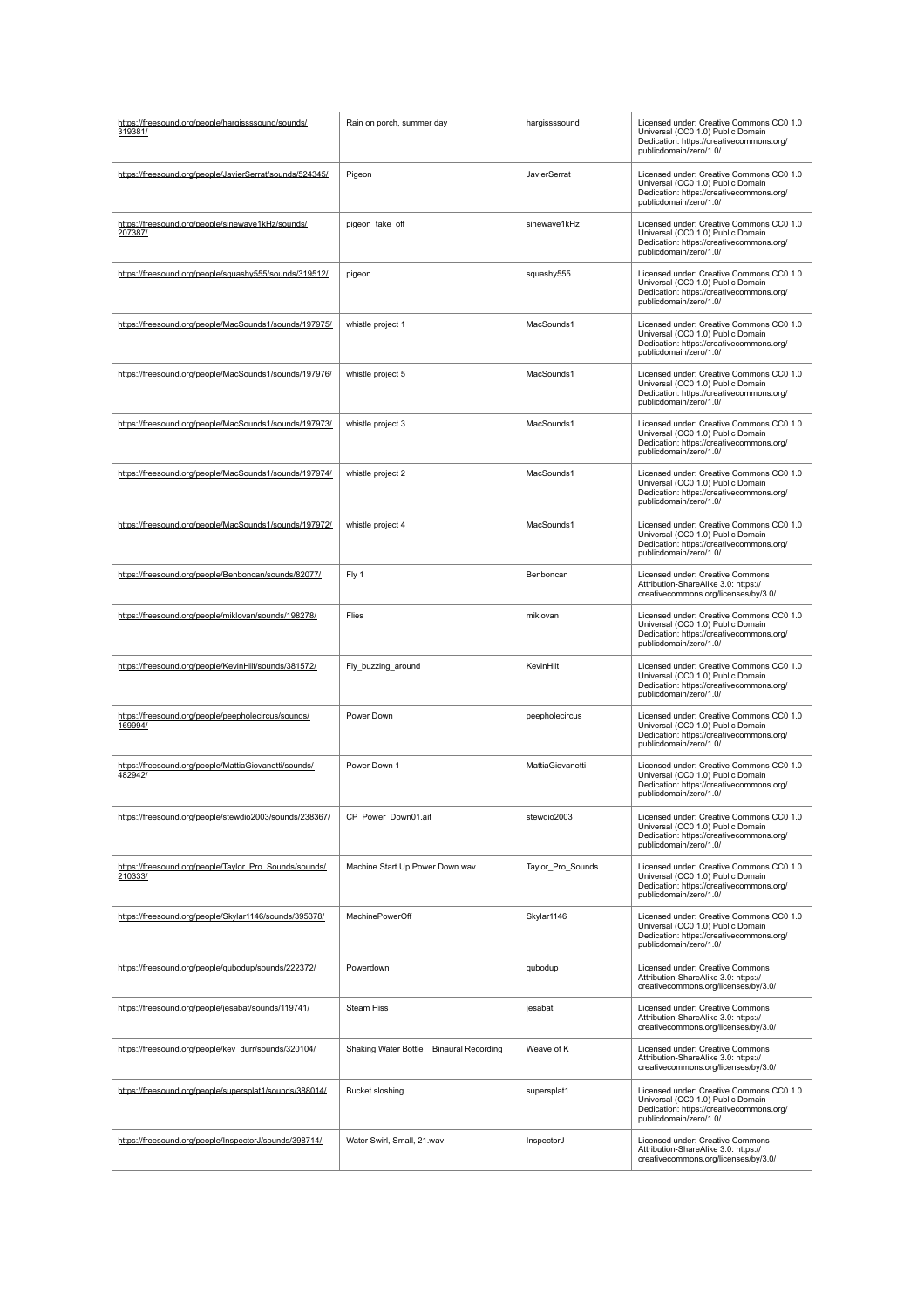| https://freesound.org/people/hargissssound/sounds/319381/ | Rain on porch, summer day | hargissssound | Licensed under: Creative Commons CC0 1.0 Universal (CC0 1.0) Public Domain Dedication: https://creativecommons.org/publicdomain/zero/1.0/ |
|---|---|---|---|
| https://freesound.org/people/JavierSerrat/sounds/524345/ | Pigeon | JavierSerrat | Licensed under: Creative Commons CC0 1.0 Universal (CC0 1.0) Public Domain Dedication: https://creativecommons.org/publicdomain/zero/1.0/ |
| https://freesound.org/people/sinewave1kHz/sounds/207387/ | pigeon_take_off | sinewave1kHz | Licensed under: Creative Commons CC0 1.0 Universal (CC0 1.0) Public Domain Dedication: https://creativecommons.org/publicdomain/zero/1.0/ |
| https://freesound.org/people/squashy555/sounds/319512/ | pigeon | squashy555 | Licensed under: Creative Commons CC0 1.0 Universal (CC0 1.0) Public Domain Dedication: https://creativecommons.org/publicdomain/zero/1.0/ |
| https://freesound.org/people/MacSounds1/sounds/197975/ | whistle project 1 | MacSounds1 | Licensed under: Creative Commons CC0 1.0 Universal (CC0 1.0) Public Domain Dedication: https://creativecommons.org/publicdomain/zero/1.0/ |
| https://freesound.org/people/MacSounds1/sounds/197976/ | whistle project 5 | MacSounds1 | Licensed under: Creative Commons CC0 1.0 Universal (CC0 1.0) Public Domain Dedication: https://creativecommons.org/publicdomain/zero/1.0/ |
| https://freesound.org/people/MacSounds1/sounds/197973/ | whistle project 3 | MacSounds1 | Licensed under: Creative Commons CC0 1.0 Universal (CC0 1.0) Public Domain Dedication: https://creativecommons.org/publicdomain/zero/1.0/ |
| https://freesound.org/people/MacSounds1/sounds/197974/ | whistle project 2 | MacSounds1 | Licensed under: Creative Commons CC0 1.0 Universal (CC0 1.0) Public Domain Dedication: https://creativecommons.org/publicdomain/zero/1.0/ |
| https://freesound.org/people/MacSounds1/sounds/197972/ | whistle project 4 | MacSounds1 | Licensed under: Creative Commons CC0 1.0 Universal (CC0 1.0) Public Domain Dedication: https://creativecommons.org/publicdomain/zero/1.0/ |
| https://freesound.org/people/Benboncan/sounds/82077/ | Fly 1 | Benboncan | Licensed under: Creative Commons Attribution-ShareAlike 3.0: https://creativecommons.org/licenses/by/3.0/ |
| https://freesound.org/people/miklovan/sounds/198278/ | Flies | miklovan | Licensed under: Creative Commons CC0 1.0 Universal (CC0 1.0) Public Domain Dedication: https://creativecommons.org/publicdomain/zero/1.0/ |
| https://freesound.org/people/KevinHilt/sounds/381572/ | Fly_buzzing_around | KevinHilt | Licensed under: Creative Commons CC0 1.0 Universal (CC0 1.0) Public Domain Dedication: https://creativecommons.org/publicdomain/zero/1.0/ |
| https://freesound.org/people/peepholecircus/sounds/169994/ | Power Down | peepholecircus | Licensed under: Creative Commons CC0 1.0 Universal (CC0 1.0) Public Domain Dedication: https://creativecommons.org/publicdomain/zero/1.0/ |
| https://freesound.org/people/MattiaGiovanetti/sounds/482942/ | Power Down 1 | MattiaGiovanetti | Licensed under: Creative Commons CC0 1.0 Universal (CC0 1.0) Public Domain Dedication: https://creativecommons.org/publicdomain/zero/1.0/ |
| https://freesound.org/people/stewdio2003/sounds/238367/ | CP_Power_Down01.aif | stewdio2003 | Licensed under: Creative Commons CC0 1.0 Universal (CC0 1.0) Public Domain Dedication: https://creativecommons.org/publicdomain/zero/1.0/ |
| https://freesound.org/people/Taylor_Pro_Sounds/sounds/210333/ | Machine Start Up:Power Down.wav | Taylor_Pro_Sounds | Licensed under: Creative Commons CC0 1.0 Universal (CC0 1.0) Public Domain Dedication: https://creativecommons.org/publicdomain/zero/1.0/ |
| https://freesound.org/people/Skylar1146/sounds/395378/ | MachinePowerOff | Skylar1146 | Licensed under: Creative Commons CC0 1.0 Universal (CC0 1.0) Public Domain Dedication: https://creativecommons.org/publicdomain/zero/1.0/ |
| https://freesound.org/people/qubodup/sounds/222372/ | Powerdown | qubodup | Licensed under: Creative Commons Attribution-ShareAlike 3.0: https://creativecommons.org/licenses/by/3.0/ |
| https://freesound.org/people/jesabat/sounds/119741/ | Steam Hiss | jesabat | Licensed under: Creative Commons Attribution-ShareAlike 3.0: https://creativecommons.org/licenses/by/3.0/ |
| https://freesound.org/people/kev_durr/sounds/320104/ | Shaking Water Bottle _ Binaural Recording | Weave of K | Licensed under: Creative Commons Attribution-ShareAlike 3.0: https://creativecommons.org/licenses/by/3.0/ |
| https://freesound.org/people/supersplat1/sounds/388014/ | Bucket sloshing | supersplat1 | Licensed under: Creative Commons CC0 1.0 Universal (CC0 1.0) Public Domain Dedication: https://creativecommons.org/publicdomain/zero/1.0/ |
| https://freesound.org/people/InspectorJ/sounds/398714/ | Water Swirl, Small, 21.wav | InspectorJ | Licensed under: Creative Commons Attribution-ShareAlike 3.0: https://creativecommons.org/licenses/by/3.0/ |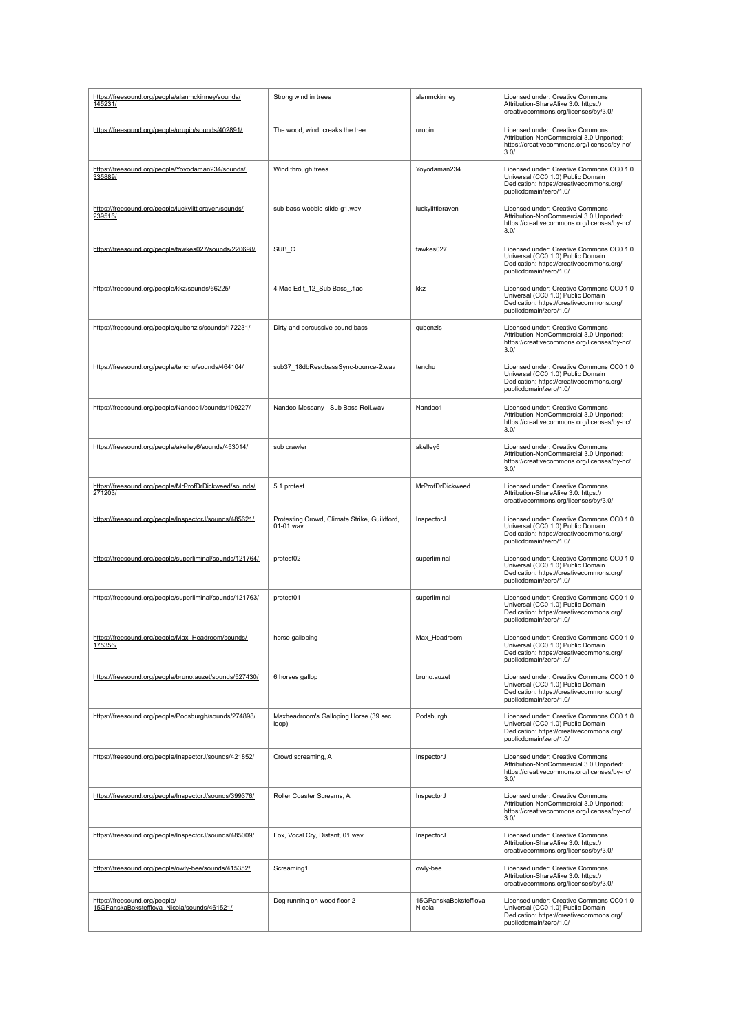| | | | |
|---|---|---|---|
| https://freesound.org/people/alanmckinney/sounds/145231/ | Strong wind in trees | alanmckinney | Licensed under: Creative Commons Attribution-ShareAlike 3.0: https://creativecommons.org/licenses/by/3.0/ |
| https://freesound.org/people/urupin/sounds/402891/ | The wood, wind, creaks the tree. | urupin | Licensed under: Creative Commons Attribution-NonCommercial 3.0 Unported: https://creativecommons.org/licenses/by-nc/3.0/ |
| https://freesound.org/people/Yoyodaman234/sounds/335889/ | Wind through trees | Yoyodaman234 | Licensed under: Creative Commons CC0 1.0 Universal (CC0 1.0) Public Domain Dedication: https://creativecommons.org/publicdomain/zero/1.0/ |
| https://freesound.org/people/luckylittleraven/sounds/239516/ | sub-bass-wobble-slide-g1.wav | luckylittleraven | Licensed under: Creative Commons Attribution-NonCommercial 3.0 Unported: https://creativecommons.org/licenses/by-nc/3.0/ |
| https://freesound.org/people/fawkes027/sounds/220698/ | SUB_C | fawkes027 | Licensed under: Creative Commons CC0 1.0 Universal (CC0 1.0) Public Domain Dedication: https://creativecommons.org/publicdomain/zero/1.0/ |
| https://freesound.org/people/kkz/sounds/66225/ | 4 Mad Edit_12_Sub Bass_.flac | kkz | Licensed under: Creative Commons CC0 1.0 Universal (CC0 1.0) Public Domain Dedication: https://creativecommons.org/publicdomain/zero/1.0/ |
| https://freesound.org/people/qubenzis/sounds/172231/ | Dirty and percussive sound bass | qubenzis | Licensed under: Creative Commons Attribution-NonCommercial 3.0 Unported: https://creativecommons.org/licenses/by-nc/3.0/ |
| https://freesound.org/people/tenchu/sounds/464104/ | sub37_18dbResobassSync-bounce-2.wav | tenchu | Licensed under: Creative Commons CC0 1.0 Universal (CC0 1.0) Public Domain Dedication: https://creativecommons.org/publicdomain/zero/1.0/ |
| https://freesound.org/people/Nandoo1/sounds/109227/ | Nandoo Messany - Sub Bass Roll.wav | Nandoo1 | Licensed under: Creative Commons Attribution-NonCommercial 3.0 Unported: https://creativecommons.org/licenses/by-nc/3.0/ |
| https://freesound.org/people/akelley6/sounds/453014/ | sub crawler | akelley6 | Licensed under: Creative Commons Attribution-NonCommercial 3.0 Unported: https://creativecommons.org/licenses/by-nc/3.0/ |
| https://freesound.org/people/MrProfDrDickweed/sounds/271203/ | 5.1 protest | MrProfDrDickweed | Licensed under: Creative Commons Attribution-ShareAlike 3.0: https://creativecommons.org/licenses/by/3.0/ |
| https://freesound.org/people/InspectorJ/sounds/485621/ | Protesting Crowd, Climate Strike, Guildford, 01-01.wav | InspectorJ | Licensed under: Creative Commons CC0 1.0 Universal (CC0 1.0) Public Domain Dedication: https://creativecommons.org/publicdomain/zero/1.0/ |
| https://freesound.org/people/superliminal/sounds/121764/ | protest02 | superliminal | Licensed under: Creative Commons CC0 1.0 Universal (CC0 1.0) Public Domain Dedication: https://creativecommons.org/publicdomain/zero/1.0/ |
| https://freesound.org/people/superliminal/sounds/121763/ | protest01 | superliminal | Licensed under: Creative Commons CC0 1.0 Universal (CC0 1.0) Public Domain Dedication: https://creativecommons.org/publicdomain/zero/1.0/ |
| https://freesound.org/people/Max_Headroom/sounds/175356/ | horse galloping | Max_Headroom | Licensed under: Creative Commons CC0 1.0 Universal (CC0 1.0) Public Domain Dedication: https://creativecommons.org/publicdomain/zero/1.0/ |
| https://freesound.org/people/bruno.auzet/sounds/527430/ | 6 horses gallop | bruno.auzet | Licensed under: Creative Commons CC0 1.0 Universal (CC0 1.0) Public Domain Dedication: https://creativecommons.org/publicdomain/zero/1.0/ |
| https://freesound.org/people/Podsburgh/sounds/274898/ | Maxheadroom's Galloping Horse (39 sec. loop) | Podsburgh | Licensed under: Creative Commons CC0 1.0 Universal (CC0 1.0) Public Domain Dedication: https://creativecommons.org/publicdomain/zero/1.0/ |
| https://freesound.org/people/InspectorJ/sounds/421852/ | Crowd screaming, A | InspectorJ | Licensed under: Creative Commons Attribution-NonCommercial 3.0 Unported: https://creativecommons.org/licenses/by-nc/3.0/ |
| https://freesound.org/people/InspectorJ/sounds/399376/ | Roller Coaster Screams, A | InspectorJ | Licensed under: Creative Commons Attribution-NonCommercial 3.0 Unported: https://creativecommons.org/licenses/by-nc/3.0/ |
| https://freesound.org/people/InspectorJ/sounds/485009/ | Fox, Vocal Cry, Distant, 01.wav | InspectorJ | Licensed under: Creative Commons Attribution-ShareAlike 3.0: https://creativecommons.org/licenses/by/3.0/ |
| https://freesound.org/people/owly-bee/sounds/415352/ | Screaming1 | owly-bee | Licensed under: Creative Commons Attribution-ShareAlike 3.0: https://creativecommons.org/licenses/by/3.0/ |
| https://freesound.org/people/15GPanskaBokstefflova_Nicola/sounds/461521/ | Dog running on wood floor 2 | 15GPanskaBokstefflova_Nicola | Licensed under: Creative Commons CC0 1.0 Universal (CC0 1.0) Public Domain Dedication: https://creativecommons.org/publicdomain/zero/1.0/ |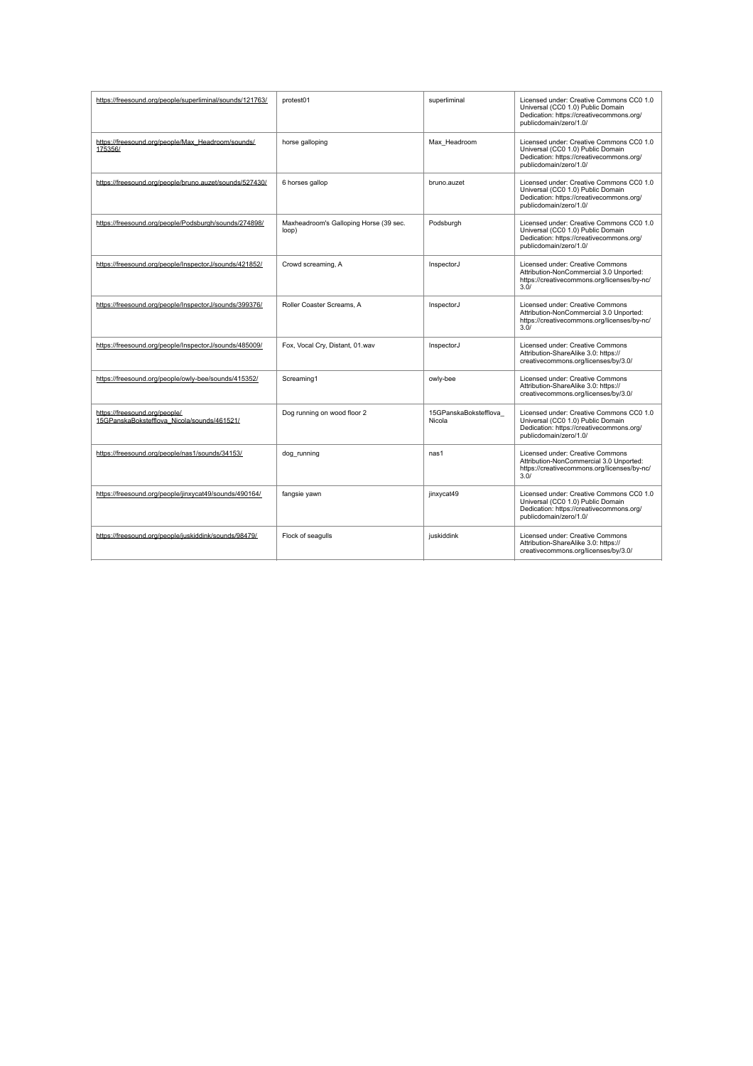| | | | |
|---|---|---|---|
| https://freesound.org/people/superliminal/sounds/121763/ | protest01 | superliminal | Licensed under: Creative Commons CC0 1.0 Universal (CC0 1.0) Public Domain Dedication: https://creativecommons.org/publicdomain/zero/1.0/ |
| https://freesound.org/people/Max_Headroom/sounds/175356/ | horse galloping | Max_Headroom | Licensed under: Creative Commons CC0 1.0 Universal (CC0 1.0) Public Domain Dedication: https://creativecommons.org/publicdomain/zero/1.0/ |
| https://freesound.org/people/bruno.auzet/sounds/527430/ | 6 horses gallop | bruno.auzet | Licensed under: Creative Commons CC0 1.0 Universal (CC0 1.0) Public Domain Dedication: https://creativecommons.org/publicdomain/zero/1.0/ |
| https://freesound.org/people/Podsburgh/sounds/274898/ | Maxheadroom's Galloping Horse (39 sec. loop) | Podsburgh | Licensed under: Creative Commons CC0 1.0 Universal (CC0 1.0) Public Domain Dedication: https://creativecommons.org/publicdomain/zero/1.0/ |
| https://freesound.org/people/InspectorJ/sounds/421852/ | Crowd screaming, A | InspectorJ | Licensed under: Creative Commons Attribution-NonCommercial 3.0 Unported: https://creativecommons.org/licenses/by-nc/3.0/ |
| https://freesound.org/people/InspectorJ/sounds/399376/ | Roller Coaster Screams, A | InspectorJ | Licensed under: Creative Commons Attribution-NonCommercial 3.0 Unported: https://creativecommons.org/licenses/by-nc/3.0/ |
| https://freesound.org/people/InspectorJ/sounds/485009/ | Fox, Vocal Cry, Distant, 01.wav | InspectorJ | Licensed under: Creative Commons Attribution-ShareAlike 3.0: https://creativecommons.org/licenses/by/3.0/ |
| https://freesound.org/people/owly-bee/sounds/415352/ | Screaming1 | owly-bee | Licensed under: Creative Commons Attribution-ShareAlike 3.0: https://creativecommons.org/licenses/by/3.0/ |
| https://freesound.org/people/15GPanskaBokstefflova_Nicola/sounds/461521/ | Dog running on wood floor 2 | 15GPanskaBokstefflova_Nicola | Licensed under: Creative Commons CC0 1.0 Universal (CC0 1.0) Public Domain Dedication: https://creativecommons.org/publicdomain/zero/1.0/ |
| https://freesound.org/people/nas1/sounds/34153/ | dog_running | nas1 | Licensed under: Creative Commons Attribution-NonCommercial 3.0 Unported: https://creativecommons.org/licenses/by-nc/3.0/ |
| https://freesound.org/people/jinxycat49/sounds/490164/ | fangsie yawn | jinxycat49 | Licensed under: Creative Commons CC0 1.0 Universal (CC0 1.0) Public Domain Dedication: https://creativecommons.org/publicdomain/zero/1.0/ |
| https://freesound.org/people/juskiddink/sounds/98479/ | Flock of seagulls | juskiddink | Licensed under: Creative Commons Attribution-ShareAlike 3.0: https://creativecommons.org/licenses/by/3.0/ |